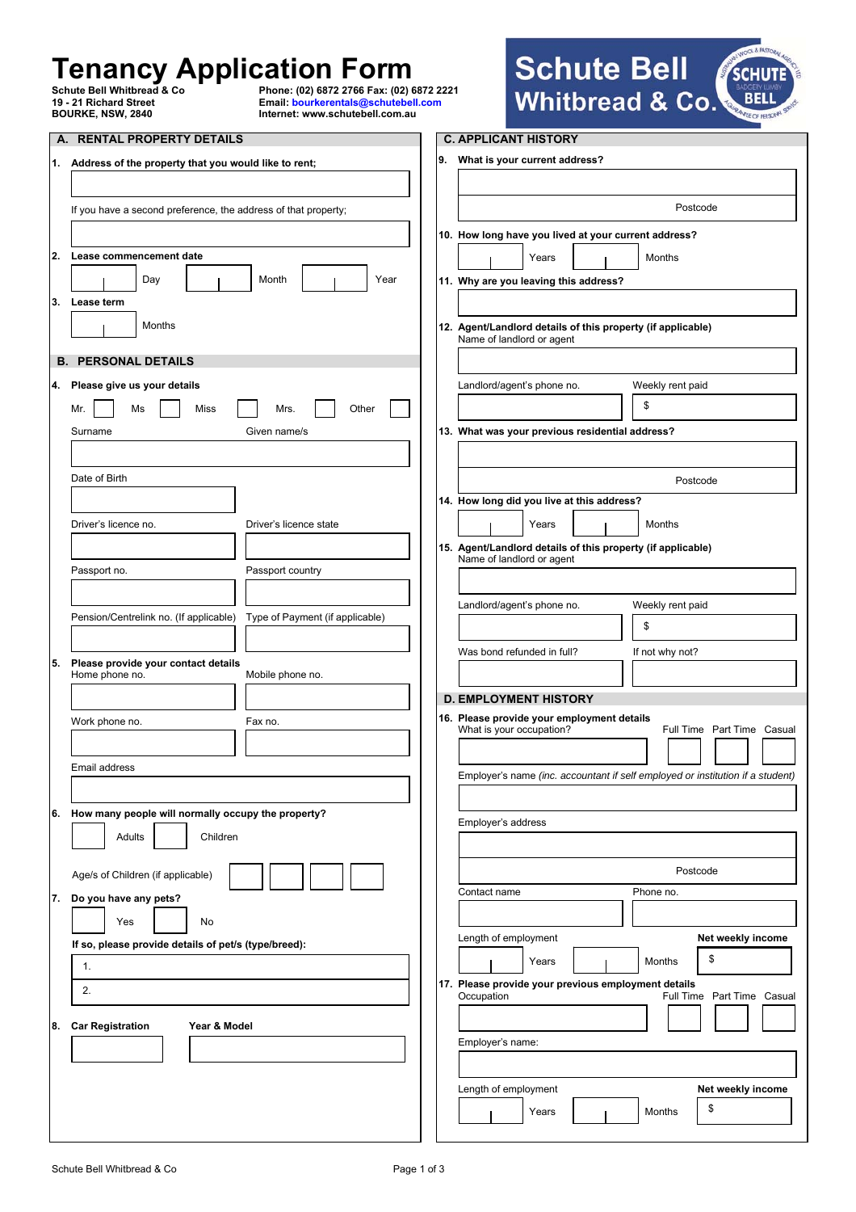# Tenancy Application Form

**Schute Bell Whitbread & Co**
**19 - 21 Richard Street**
**BOURKE, NSW, 2840**

**Phone: (02) 6872 2766 Fax: (02) 6872 2221**
**Email: bourkerentals@schutebell.com**
**Internet: www.schutebell.com.au**

**Schute Bell Whitbread & Co.**

## A. RENTAL PROPERTY DETAILS

**1. Address of the property that you would like to rent;**

If you have a second preference, the address of that property;

**2. Lease commencement date**

Day | Month | Year

**3. Lease term**

Months

## B. PERSONAL DETAILS

**4. Please give us your details**

Mr. ☐ Ms ☐ Miss ☐ Mrs. ☐ Other ☐

Surname | Given name/s

Date of Birth

Driver's licence no. | Driver's licence state

Passport no. | Passport country

Pension/Centrelink no. (If applicable) | Type of Payment (if applicable)

**5. Please provide your contact details**

Home phone no. | Mobile phone no.

Work phone no. | Fax no.

Email address

**6. How many people will normally occupy the property?**

Adults | Children

Age/s of Children (if applicable)

**7. Do you have any pets?**

Yes ☐ No ☐

**If so, please provide details of pet/s (type/breed):**

1.

2.

**8. Car Registration** | **Year & Model**

## C. APPLICANT HISTORY

**9. What is your current address?**

Postcode

**10. How long have you lived at your current address?**

Years | Months

**11. Why are you leaving this address?**

**12. Agent/Landlord details of this property (if applicable)**
Name of landlord or agent

Landlord/agent's phone no. | Weekly rent paid $

**13. What was your previous residential address?**

Postcode

**14. How long did you live at this address?**

Years | Months

**15. Agent/Landlord details of this property (if applicable)**
Name of landlord or agent

Landlord/agent's phone no. | Weekly rent paid $

Was bond refunded in full? | If not why not?

## D. EMPLOYMENT HISTORY

**16. Please provide your employment details**
What is your occupation? | Full Time ☐ Part Time ☐ Casual ☐

Employer's name *(inc. accountant if self employed or institution if a student)*

Employer's address

Postcode

Contact name | Phone no.

Length of employment: Years | Months — **Net weekly income** $

**17. Please provide your previous employment details**
Occupation | Full Time ☐ Part Time ☐ Casual ☐

Employer's name:

Length of employment: Years | Months — **Net weekly income** $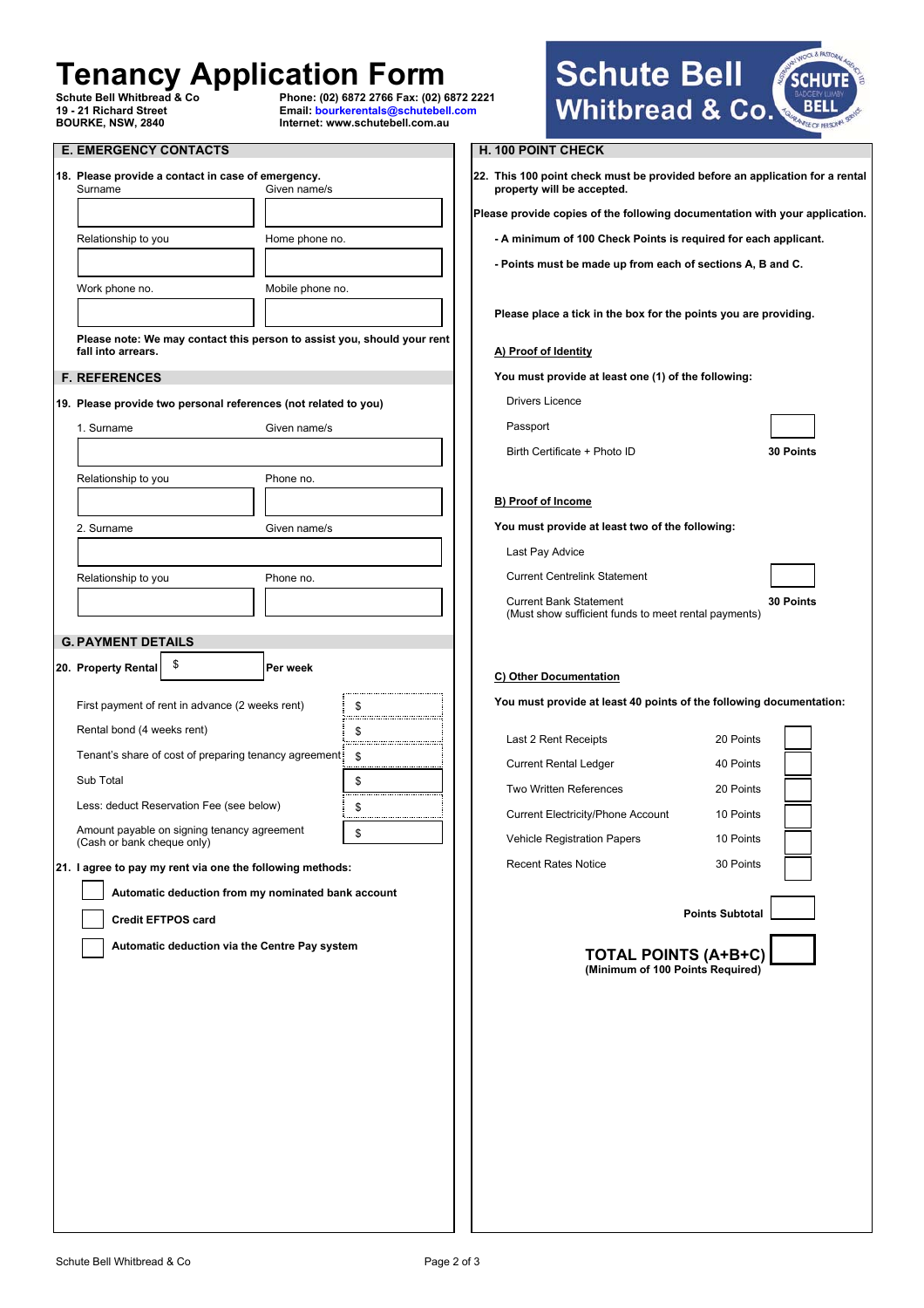# Tenancy Application Form

**Schute Bell Whitbread & Co**
**19 - 21 Richard Street**
**BOURKE, NSW, 2840**

**Phone: (02) 6872 2766 Fax: (02) 6872 2221**
**Email: bourkerentals@schutebell.com**
**Internet: www.schutebell.com.au**

Schute Bell Whitbread & Co.

## E. EMERGENCY CONTACTS

**18. Please provide a contact in case of emergency.**

Surname | Given name/s

Relationship to you | Home phone no.

Work phone no. | Mobile phone no.

**Please note: We may contact this person to assist you, should your rent fall into arrears.**

## F. REFERENCES

**19. Please provide two personal references (not related to you)**

1. Surname | Given name/s

Relationship to you | Phone no.

2. Surname | Given name/s

Relationship to you | Phone no.

## G. PAYMENT DETAILS

**20. Property Rental** $ **Per week**

| | |
|---|---|
| First payment of rent in advance (2 weeks rent) | $ |
| Rental bond (4 weeks rent) | $ |
| Tenant's share of cost of preparing tenancy agreement | $ |
| Sub Total | $ |
| Less: deduct Reservation Fee (see below) | $ |
| Amount payable on signing tenancy agreement (Cash or bank cheque only) | $ |

**21. I agree to pay my rent via one the following methods:**

- ☐ **Automatic deduction from my nominated bank account**
- ☐ **Credit EFTPOS card**
- ☐ **Automatic deduction via the Centre Pay system**

## H. 100 POINT CHECK

**22. This 100 point check must be provided before an application for a rental property will be accepted.**

**Please provide copies of the following documentation with your application.**

**- A minimum of 100 Check Points is required for each applicant.**

**- Points must be made up from each of sections A, B and C.**

**Please place a tick in the box for the points you are providing.**

**A) Proof of Identity**

**You must provide at least one (1) of the following:**

Drivers Licence
Passport
Birth Certificate + Photo ID — **30 Points** ☐

**B) Proof of Income**

**You must provide at least two of the following:**

Last Pay Advice
Current Centrelink Statement
Current Bank Statement (Must show sufficient funds to meet rental payments) — **30 Points** ☐

**C) Other Documentation**

**You must provide at least 40 points of the following documentation:**

| | | |
|---|---|---|
| Last 2 Rent Receipts | 20 Points | ☐ |
| Current Rental Ledger | 40 Points | ☐ |
| Two Written References | 20 Points | ☐ |
| Current Electricity/Phone Account | 10 Points | ☐ |
| Vehicle Registration Papers | 10 Points | ☐ |
| Recent Rates Notice | 30 Points | ☐ |

**Points Subtotal** ☐

**TOTAL POINTS (A+B+C)** ☐
**(Minimum of 100 Points Required)**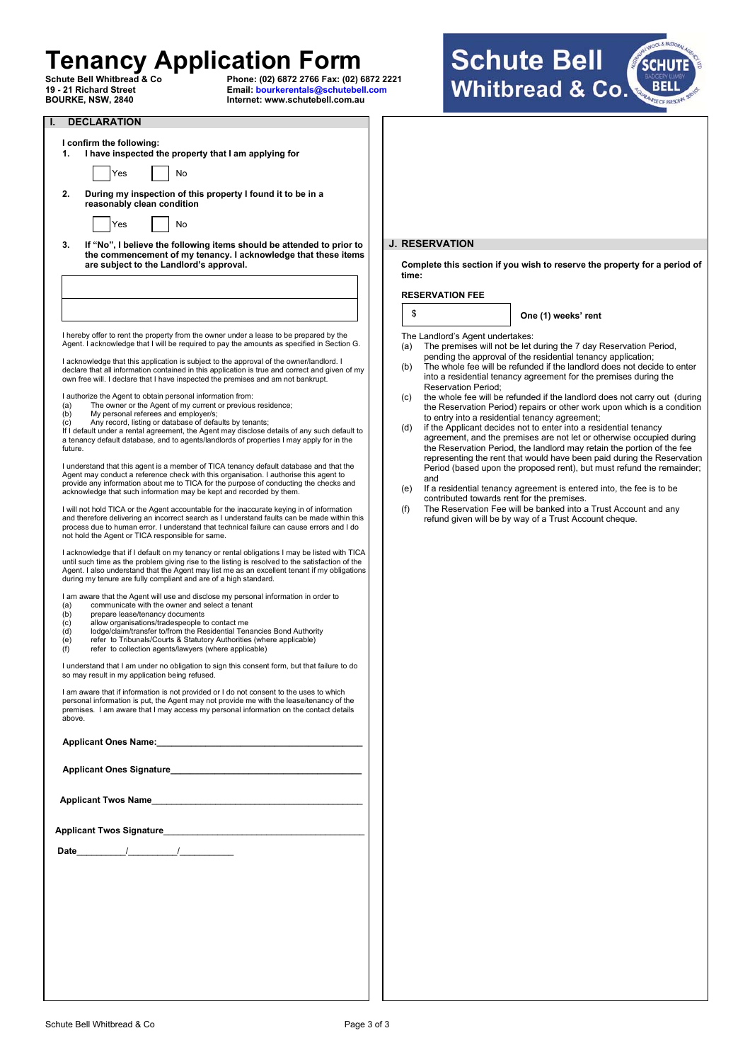# Tenancy Application Form

**Schute Bell Whitbread & Co**
**19 - 21 Richard Street**
**BOURKE, NSW, 2840**

**Phone: (02) 6872 2766 Fax: (02) 6872 2221**
**Email: bourkerentals@schutebell.com**
**Internet: www.schutebell.com.au**

Schute Bell Whitbread & Co.

## I. DECLARATION

**I confirm the following:**

1. **I have inspected the property that I am applying for**

   ☐ Yes ☐ No

2. **During my inspection of this property I found it to be in a reasonably clean condition**

   ☐ Yes ☐ No

3. **If "No", I believe the following items should be attended to prior to the commencement of my tenancy. I acknowledge that these items are subject to the Landlord's approval.**

I hereby offer to rent the property from the owner under a lease to be prepared by the Agent. I acknowledge that I will be required to pay the amounts as specified in Section G.

I acknowledge that this application is subject to the approval of the owner/landlord. I declare that all information contained in this application is true and correct and given of my own free will. I declare that I have inspected the premises and am not bankrupt.

I authorize the Agent to obtain personal information from:
(a) The owner or the Agent of my current or previous residence;
(b) My personal referees and employer/s;
(c) Any record, listing or database of defaults by tenants;
If I default under a rental agreement, the Agent may disclose details of any such default to a tenancy default database, and to agents/landlords of properties I may apply for in the future.

I understand that this agent is a member of TICA tenancy default database and that the Agent may conduct a reference check with this organisation. I authorise this agent to provide any information about me to TICA for the purpose of conducting the checks and acknowledge that such information may be kept and recorded by them.

I will not hold TICA or the Agent accountable for the inaccurate keying in of information and therefore delivering an incorrect search as I understand faults can be made within this process due to human error. I understand that technical failure can cause errors and I do not hold the Agent or TICA responsible for same.

I acknowledge that if I default on my tenancy or rental obligations I may be listed with TICA until such time as the problem giving rise to the listing is resolved to the satisfaction of the Agent. I also understand that the Agent may list me as an excellent tenant if my obligations during my tenure are fully compliant and are of a high standard.

I am aware that the Agent will use and disclose my personal information in order to
(a) communicate with the owner and select a tenant
(b) prepare lease/tenancy documents
(c) allow organisations/tradespeople to contact me
(d) lodge/claim/transfer to/from the Residential Tenancies Bond Authority
(e) refer to Tribunals/Courts & Statutory Authorities (where applicable)
(f) refer to collection agents/lawyers (where applicable)

I understand that I am under no obligation to sign this consent form, but that failure to do so may result in my application being refused.

I am aware that if information is not provided or I do not consent to the uses to which personal information is put, the Agent may not provide me with the lease/tenancy of the premises. I am aware that I may access my personal information on the contact details above.

**Applicant Ones Name:**___________________________________________

**Applicant Ones Signature**_______________________________________

**Applicant Twos Name**___________________________________________

**Applicant Twos Signature**_______________________________________

**Date**__________/__________/___________

## J. RESERVATION

**Complete this section if you wish to reserve the property for a period of time:**

**RESERVATION FEE**

$ ____________ **One (1) weeks' rent**

The Landlord's Agent undertakes:
(a) The premises will not be let during the 7 day Reservation Period, pending the approval of the residential tenancy application;
(b) The whole fee will be refunded if the landlord does not decide to enter into a residential tenancy agreement for the premises during the Reservation Period;
(c) the whole fee will be refunded if the landlord does not carry out (during the Reservation Period) repairs or other work upon which is a condition to entry into a residential tenancy agreement;
(d) if the Applicant decides not to enter into a residential tenancy agreement, and the premises are not let or otherwise occupied during the Reservation Period, the landlord may retain the portion of the fee representing the rent that would have been paid during the Reservation Period (based upon the proposed rent), but must refund the remainder; and
(e) If a residential tenancy agreement is entered into, the fee is to be contributed towards rent for the premises.
(f) The Reservation Fee will be banked into a Trust Account and any refund given will be by way of a Trust Account cheque.